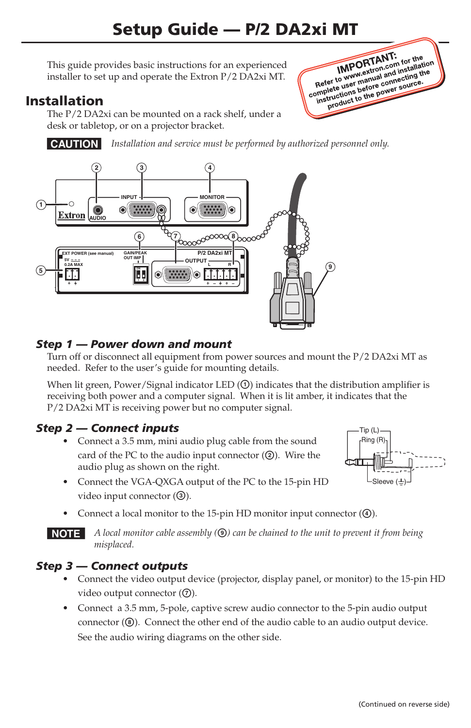# Setup Guide — P/2 DA2xi MT

This guide provides basic instructions for an experienced installer to set up and operate the Extron P/2 DA2xi MT.

**IMPORTANT:** Refer to www.extron.com for the complete user manual and installation instructions before connecting the product to the power source.

## Installation

The P/2 DA2xi can be mounted on a rack shelf, under a desk or tabletop, or on a projector bracket.

**CAUTION** *Installation and service must be performed by authorized personnel only.*

### Step 1 — Power down and mount

Turn off or disconnect all equipment from power sources and mount the P/2 DA2xi MT as needed. Refer to the user's guide for mounting details.

When lit green, Power/Signal indicator LED (①) indicates that the distribution amplifier is receiving both power and a computer signal. When it is lit amber, it indicates that the P/2 DA2xi MT is receiving power but no computer signal.

### Step 2 — Connect inputs

- Connect a 3.5 mm, mini audio plug cable from the sound card of the PC to the audio input connector (②). Wire the audio plug as shown on the right.
- Connect the VGA-QXGA output of the PC to the 15-pin HD video input connector (③).
- Connect a local monitor to the 15-pin HD monitor input connector (④).

**NOTE** *A local monitor cable assembly (⑨) can be chained to the unit to prevent it from being misplaced.*

### Step 3 — Connect outputs

- Connect the video output device (projector, display panel, or monitor) to the 15-pin HD video output connector (⑦).
- Connect a 3.5 mm, 5-pole, captive screw audio connector to the 5-pin audio output connector (⑧). Connect the other end of the audio cable to an audio output device. See the audio wiring diagrams on the other side.

(Continued on reverse side)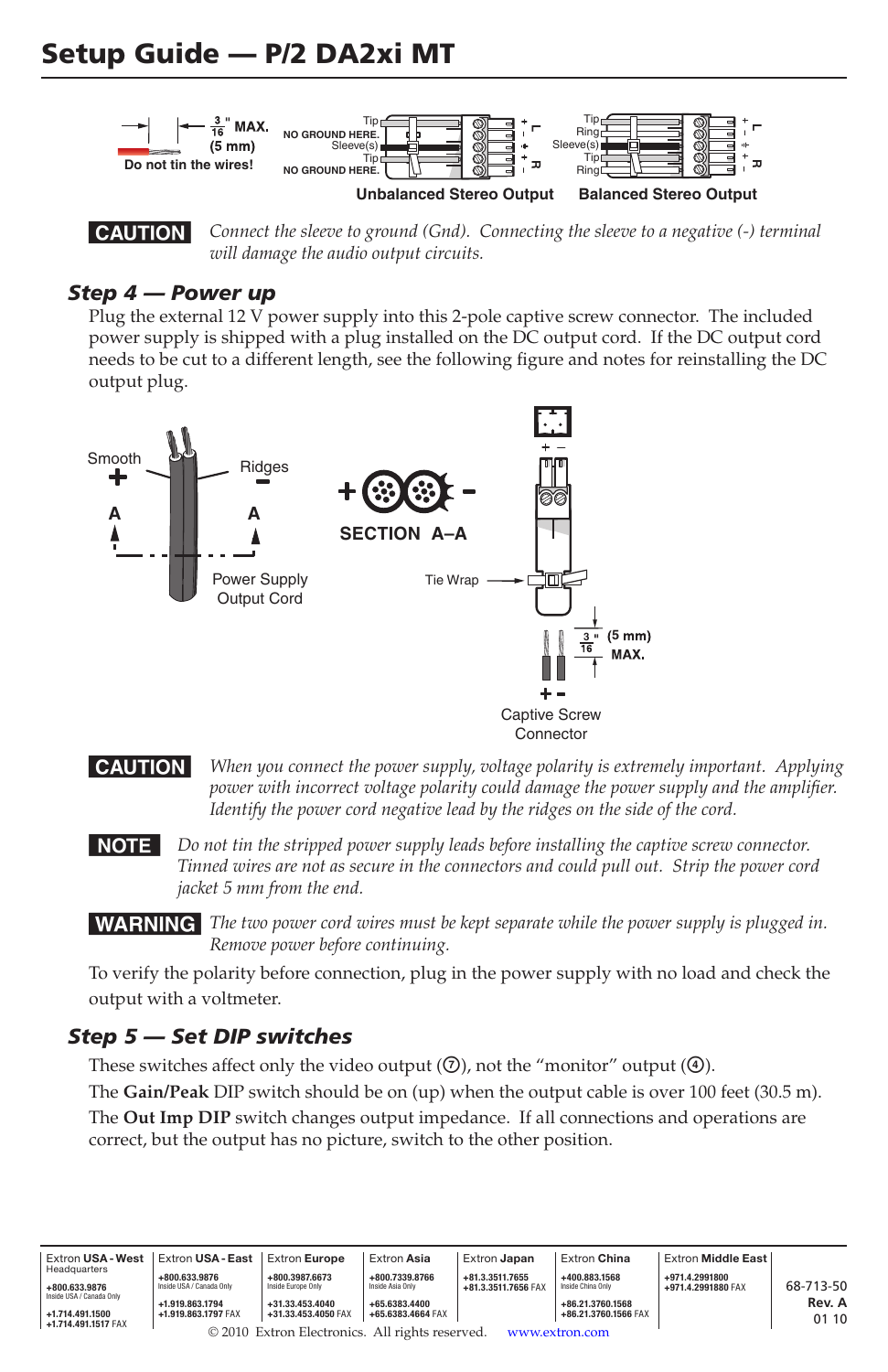# Setup Guide — P/2 DA2xi MT

3/16" MAX. (5 mm)

Do not tin the wires!

NO GROUND HERE.

Tip
Sleeve(s)
Tip

NO GROUND HERE.

Unbalanced Stereo Output

Tip
Ring
Sleeve(s)
Tip
Ring

Balanced Stereo Output

**CAUTION** *Connect the sleeve to ground (Gnd). Connecting the sleeve to a negative (-) terminal will damage the audio output circuits.*

## Step 4 — Power up

Plug the external 12 V power supply into this 2-pole captive screw connector. The included power supply is shipped with a plug installed on the DC output cord. If the DC output cord needs to be cut to a different length, see the following figure and notes for reinstalling the DC output plug.

Smooth +
Ridges −
A
A
Power Supply Output Cord
SECTION A–A
Tie Wrap
3/16" (5 mm) MAX.
Captive Screw Connector

**CAUTION** *When you connect the power supply, voltage polarity is extremely important. Applying power with incorrect voltage polarity could damage the power supply and the amplifier. Identify the power cord negative lead by the ridges on the side of the cord.*

**NOTE** *Do not tin the stripped power supply leads before installing the captive screw connector. Tinned wires are not as secure in the connectors and could pull out. Strip the power cord jacket 5 mm from the end.*

**WARNING** *The two power cord wires must be kept separate while the power supply is plugged in. Remove power before continuing.*

To verify the polarity before connection, plug in the power supply with no load and check the output with a voltmeter.

## Step 5 — Set DIP switches

These switches affect only the video output (⑦), not the "monitor" output (④).

The **Gain/Peak** DIP switch should be on (up) when the output cable is over 100 feet (30.5 m).

The **Out Imp DIP** switch changes output impedance. If all connections and operations are correct, but the output has no picture, switch to the other position.

| Extron USA - West Headquarters | Extron USA - East | Extron Europe | Extron Asia | Extron Japan | Extron China | Extron Middle East | |
|---|---|---|---|---|---|---|---|
| +800.633.9876 Inside USA / Canada Only | +800.633.9876 Inside USA / Canada Only | +800.3987.6673 Inside Europe Only | +800.7339.8766 Inside Asia Only | +81.3.3511.7655 | +400.883.1568 Inside China Only | +971.4.2991800 | 68-713-50 |
| +1.714.491.1500 | +1.919.863.1794 | +31.33.453.4040 | +65.6383.4400 | +81.3.3511.7656 FAX | +86.21.3760.1568 | +971.4.2991880 FAX | Rev. A |
| +1.714.491.1517 FAX | +1.919.863.1797 FAX | +31.33.453.4050 FAX | +65.6383.4664 FAX | | +86.21.3760.1566 FAX | | 01 10 |

© 2010 Extron Electronics. All rights reserved. www.extron.com